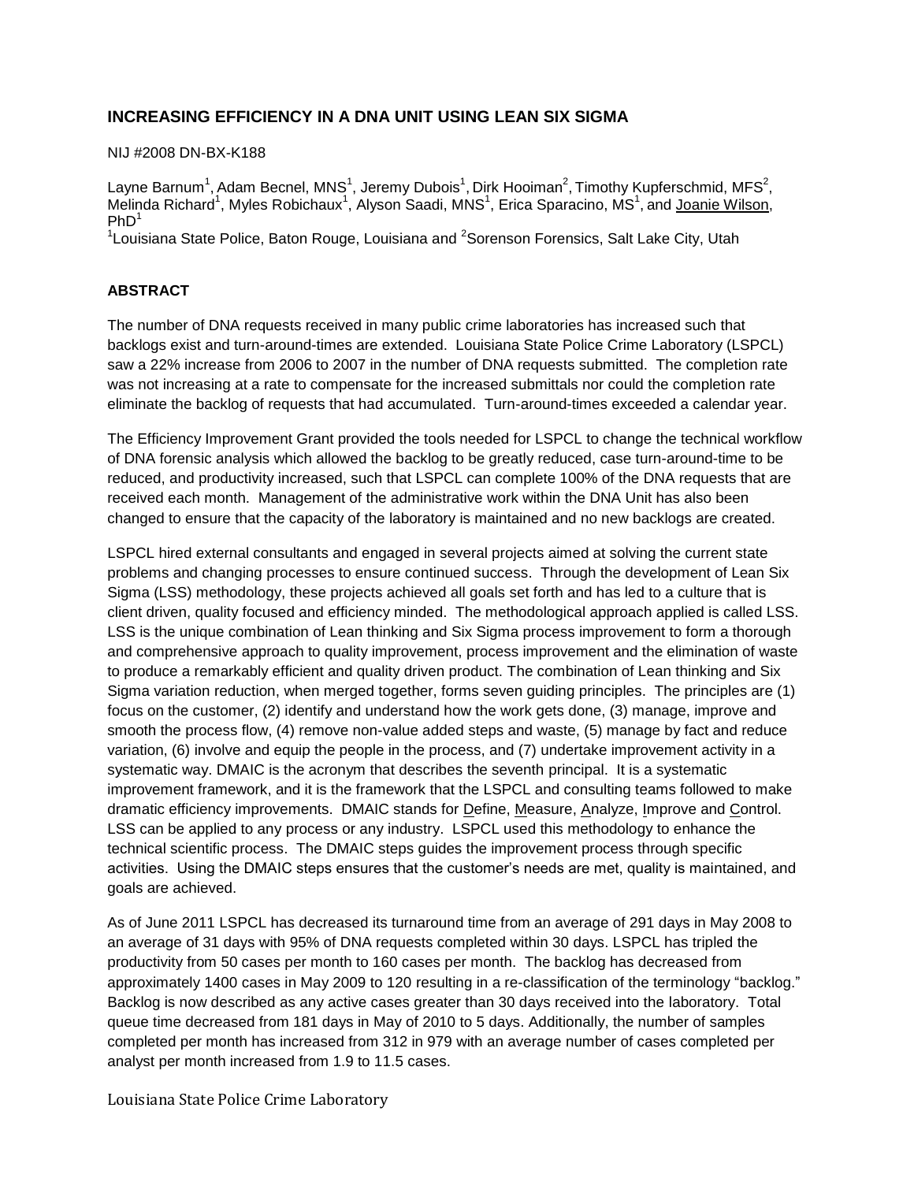## INCREASING EFFICIENCY IN A DNA UNIT USING LEAN SIX SIGMA

NIJ #2008 DN-BX-K188

Layne Barnum[1], Adam Becnel, MNS[1], Jeremy Dubois[1], Dirk Hooiman[2], Timothy Kupferschmid, MFS[2], Melinda Richard[1], Myles Robichaux[1], Alyson Saadi, MNS[1], Erica Sparacino, MS[1], and Joanie Wilson, PhD[1]

[1]Louisiana State Police, Baton Rouge, Louisiana and [2]Sorenson Forensics, Salt Lake City, Utah

### ABSTRACT

The number of DNA requests received in many public crime laboratories has increased such that backlogs exist and turn-around-times are extended. Louisiana State Police Crime Laboratory (LSPCL) saw a 22% increase from 2006 to 2007 in the number of DNA requests submitted. The completion rate was not increasing at a rate to compensate for the increased submittals nor could the completion rate eliminate the backlog of requests that had accumulated. Turn-around-times exceeded a calendar year.

The Efficiency Improvement Grant provided the tools needed for LSPCL to change the technical workflow of DNA forensic analysis which allowed the backlog to be greatly reduced, case turn-around-time to be reduced, and productivity increased, such that LSPCL can complete 100% of the DNA requests that are received each month. Management of the administrative work within the DNA Unit has also been changed to ensure that the capacity of the laboratory is maintained and no new backlogs are created.

LSPCL hired external consultants and engaged in several projects aimed at solving the current state problems and changing processes to ensure continued success. Through the development of Lean Six Sigma (LSS) methodology, these projects achieved all goals set forth and has led to a culture that is client driven, quality focused and efficiency minded. The methodological approach applied is called LSS. LSS is the unique combination of Lean thinking and Six Sigma process improvement to form a thorough and comprehensive approach to quality improvement, process improvement and the elimination of waste to produce a remarkably efficient and quality driven product. The combination of Lean thinking and Six Sigma variation reduction, when merged together, forms seven guiding principles. The principles are (1) focus on the customer, (2) identify and understand how the work gets done, (3) manage, improve and smooth the process flow, (4) remove non-value added steps and waste, (5) manage by fact and reduce variation, (6) involve and equip the people in the process, and (7) undertake improvement activity in a systematic way. DMAIC is the acronym that describes the seventh principal. It is a systematic improvement framework, and it is the framework that the LSPCL and consulting teams followed to make dramatic efficiency improvements. DMAIC stands for Define, Measure, Analyze, Improve and Control. LSS can be applied to any process or any industry. LSPCL used this methodology to enhance the technical scientific process. The DMAIC steps guides the improvement process through specific activities. Using the DMAIC steps ensures that the customer's needs are met, quality is maintained, and goals are achieved.

As of June 2011 LSPCL has decreased its turnaround time from an average of 291 days in May 2008 to an average of 31 days with 95% of DNA requests completed within 30 days. LSPCL has tripled the productivity from 50 cases per month to 160 cases per month. The backlog has decreased from approximately 1400 cases in May 2009 to 120 resulting in a re-classification of the terminology "backlog." Backlog is now described as any active cases greater than 30 days received into the laboratory. Total queue time decreased from 181 days in May of 2010 to 5 days. Additionally, the number of samples completed per month has increased from 312 in 979 with an average number of cases completed per analyst per month increased from 1.9 to 11.5 cases.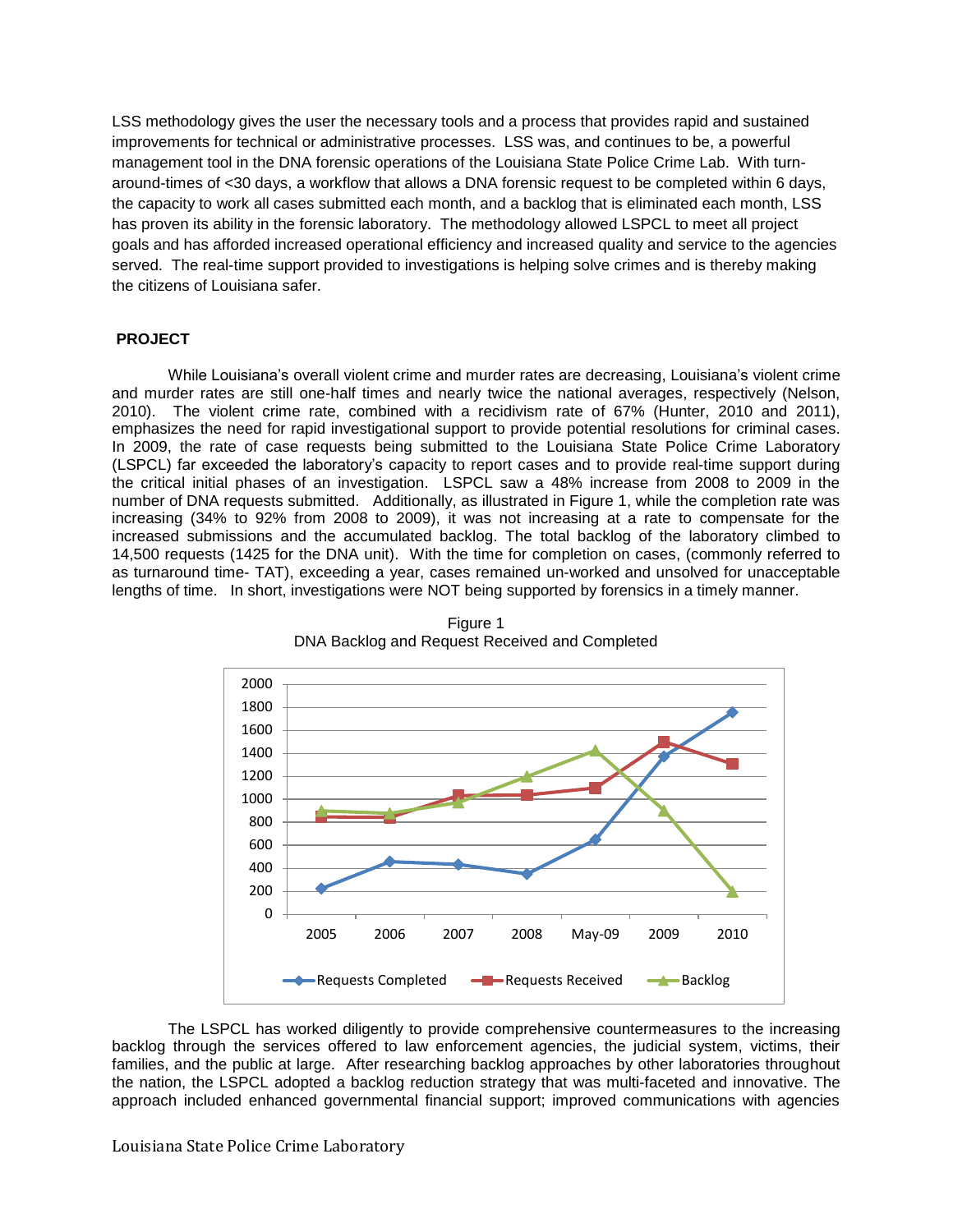LSS methodology gives the user the necessary tools and a process that provides rapid and sustained improvements for technical or administrative processes. LSS was, and continues to be, a powerful management tool in the DNA forensic operations of the Louisiana State Police Crime Lab. With turn-around-times of <30 days, a workflow that allows a DNA forensic request to be completed within 6 days, the capacity to work all cases submitted each month, and a backlog that is eliminated each month, LSS has proven its ability in the forensic laboratory. The methodology allowed LSPCL to meet all project goals and has afforded increased operational efficiency and increased quality and service to the agencies served. The real-time support provided to investigations is helping solve crimes and is thereby making the citizens of Louisiana safer.

## PROJECT

While Louisiana's overall violent crime and murder rates are decreasing, Louisiana's violent crime and murder rates are still one-half times and nearly twice the national averages, respectively (Nelson, 2010). The violent crime rate, combined with a recidivism rate of 67% (Hunter, 2010 and 2011), emphasizes the need for rapid investigational support to provide potential resolutions for criminal cases. In 2009, the rate of case requests being submitted to the Louisiana State Police Crime Laboratory (LSPCL) far exceeded the laboratory's capacity to report cases and to provide real-time support during the critical initial phases of an investigation. LSPCL saw a 48% increase from 2008 to 2009 in the number of DNA requests submitted. Additionally, as illustrated in Figure 1, while the completion rate was increasing (34% to 92% from 2008 to 2009), it was not increasing at a rate to compensate for the increased submissions and the accumulated backlog. The total backlog of the laboratory climbed to 14,500 requests (1425 for the DNA unit). With the time for completion on cases, (commonly referred to as turnaround time- TAT), exceeding a year, cases remained un-worked and unsolved for unacceptable lengths of time. In short, investigations were NOT being supported by forensics in a timely manner.

Figure 1
DNA Backlog and Request Received and Completed

| | 2005 | 2006 | 2007 | 2008 | May-09 | 2009 | 2010 |
|---|---|---|---|---|---|---|---|
| Requests Completed | ~220 | ~460 | ~430 | ~350 | ~650 | ~1370 | ~1760 |
| Requests Received | ~850 | ~840 | ~1020 | ~1040 | ~1100 | ~1500 | ~1310 |
| Backlog | ~900 | ~880 | ~970 | ~1200 | ~1425 | ~900 | ~200 |

The LSPCL has worked diligently to provide comprehensive countermeasures to the increasing backlog through the services offered to law enforcement agencies, the judicial system, victims, their families, and the public at large. After researching backlog approaches by other laboratories throughout the nation, the LSPCL adopted a backlog reduction strategy that was multi-faceted and innovative. The approach included enhanced governmental financial support; improved communications with agencies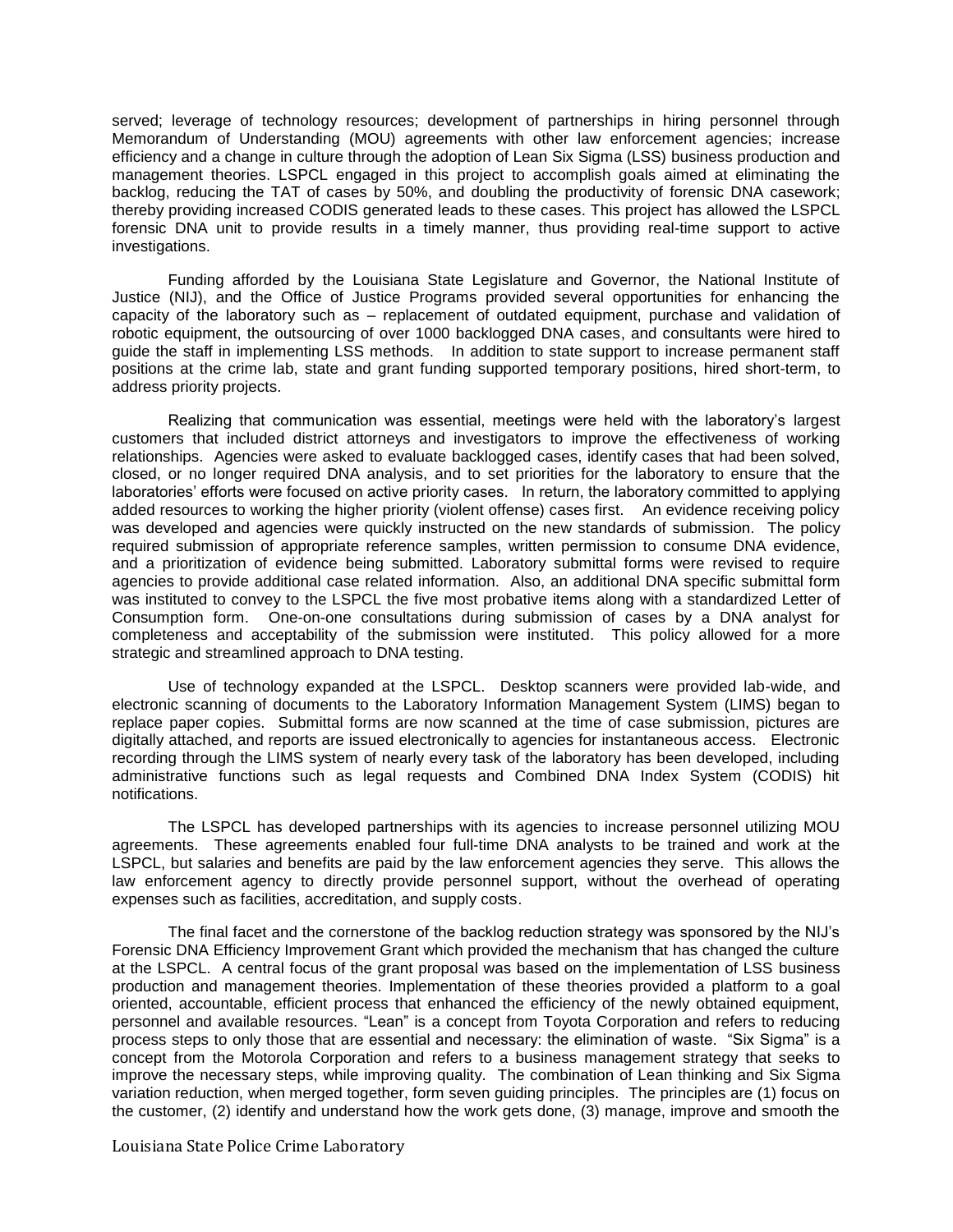served; leverage of technology resources; development of partnerships in hiring personnel through Memorandum of Understanding (MOU) agreements with other law enforcement agencies; increase efficiency and a change in culture through the adoption of Lean Six Sigma (LSS) business production and management theories. LSPCL engaged in this project to accomplish goals aimed at eliminating the backlog, reducing the TAT of cases by 50%, and doubling the productivity of forensic DNA casework; thereby providing increased CODIS generated leads to these cases. This project has allowed the LSPCL forensic DNA unit to provide results in a timely manner, thus providing real-time support to active investigations.

Funding afforded by the Louisiana State Legislature and Governor, the National Institute of Justice (NIJ), and the Office of Justice Programs provided several opportunities for enhancing the capacity of the laboratory such as – replacement of outdated equipment, purchase and validation of robotic equipment, the outsourcing of over 1000 backlogged DNA cases, and consultants were hired to guide the staff in implementing LSS methods. In addition to state support to increase permanent staff positions at the crime lab, state and grant funding supported temporary positions, hired short-term, to address priority projects.

Realizing that communication was essential, meetings were held with the laboratory's largest customers that included district attorneys and investigators to improve the effectiveness of working relationships. Agencies were asked to evaluate backlogged cases, identify cases that had been solved, closed, or no longer required DNA analysis, and to set priorities for the laboratory to ensure that the laboratories' efforts were focused on active priority cases. In return, the laboratory committed to applying added resources to working the higher priority (violent offense) cases first. An evidence receiving policy was developed and agencies were quickly instructed on the new standards of submission. The policy required submission of appropriate reference samples, written permission to consume DNA evidence, and a prioritization of evidence being submitted. Laboratory submittal forms were revised to require agencies to provide additional case related information. Also, an additional DNA specific submittal form was instituted to convey to the LSPCL the five most probative items along with a standardized Letter of Consumption form. One-on-one consultations during submission of cases by a DNA analyst for completeness and acceptability of the submission were instituted. This policy allowed for a more strategic and streamlined approach to DNA testing.

Use of technology expanded at the LSPCL. Desktop scanners were provided lab-wide, and electronic scanning of documents to the Laboratory Information Management System (LIMS) began to replace paper copies. Submittal forms are now scanned at the time of case submission, pictures are digitally attached, and reports are issued electronically to agencies for instantaneous access. Electronic recording through the LIMS system of nearly every task of the laboratory has been developed, including administrative functions such as legal requests and Combined DNA Index System (CODIS) hit notifications.

The LSPCL has developed partnerships with its agencies to increase personnel utilizing MOU agreements. These agreements enabled four full-time DNA analysts to be trained and work at the LSPCL, but salaries and benefits are paid by the law enforcement agencies they serve. This allows the law enforcement agency to directly provide personnel support, without the overhead of operating expenses such as facilities, accreditation, and supply costs.

The final facet and the cornerstone of the backlog reduction strategy was sponsored by the NIJ's Forensic DNA Efficiency Improvement Grant which provided the mechanism that has changed the culture at the LSPCL. A central focus of the grant proposal was based on the implementation of LSS business production and management theories. Implementation of these theories provided a platform to a goal oriented, accountable, efficient process that enhanced the efficiency of the newly obtained equipment, personnel and available resources. "Lean" is a concept from Toyota Corporation and refers to reducing process steps to only those that are essential and necessary: the elimination of waste. "Six Sigma" is a concept from the Motorola Corporation and refers to a business management strategy that seeks to improve the necessary steps, while improving quality. The combination of Lean thinking and Six Sigma variation reduction, when merged together, form seven guiding principles. The principles are (1) focus on the customer, (2) identify and understand how the work gets done, (3) manage, improve and smooth the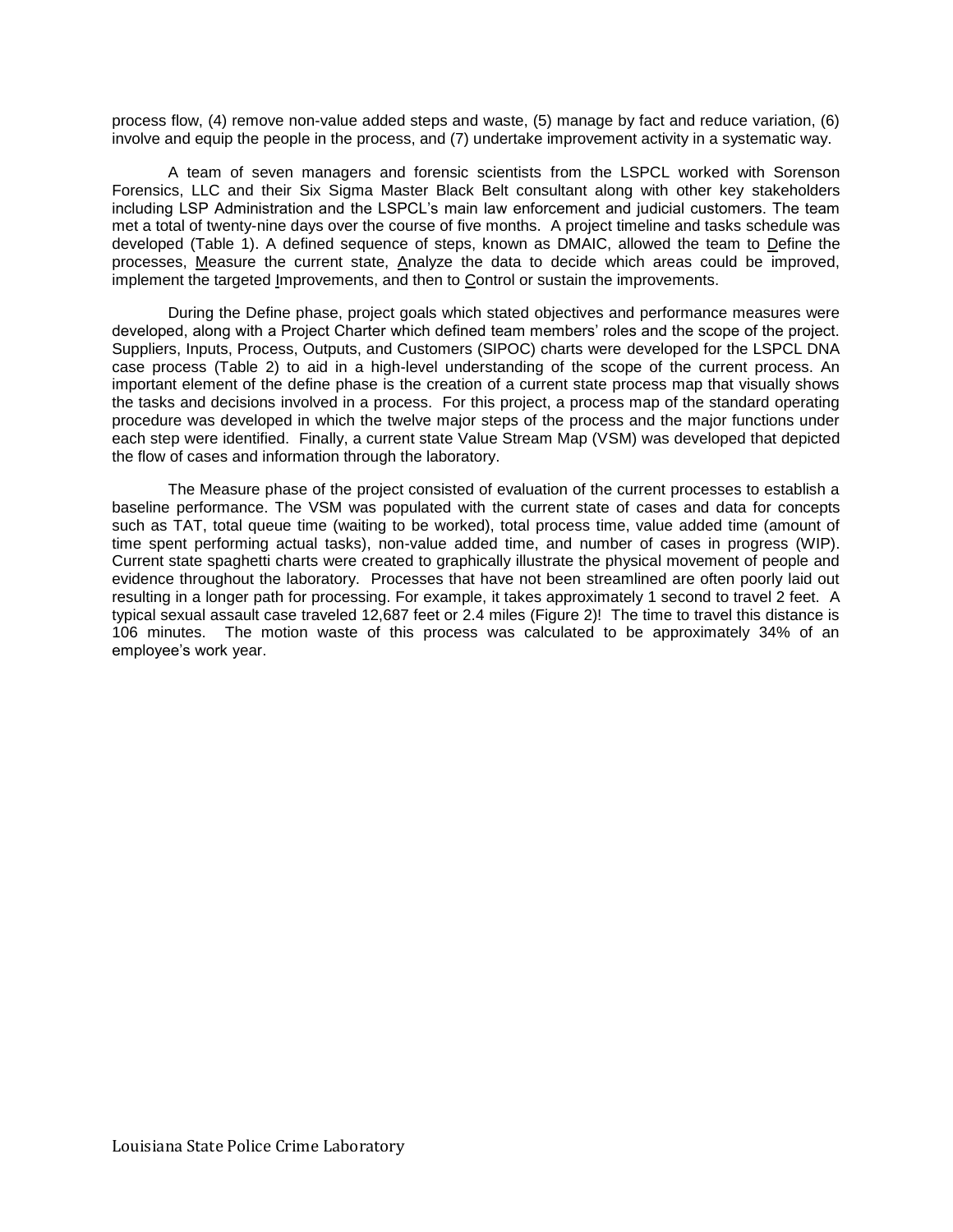process flow, (4) remove non-value added steps and waste, (5) manage by fact and reduce variation, (6) involve and equip the people in the process, and (7) undertake improvement activity in a systematic way.

A team of seven managers and forensic scientists from the LSPCL worked with Sorenson Forensics, LLC and their Six Sigma Master Black Belt consultant along with other key stakeholders including LSP Administration and the LSPCL's main law enforcement and judicial customers. The team met a total of twenty-nine days over the course of five months. A project timeline and tasks schedule was developed (Table 1). A defined sequence of steps, known as DMAIC, allowed the team to Define the processes, Measure the current state, Analyze the data to decide which areas could be improved, implement the targeted Improvements, and then to Control or sustain the improvements.

During the Define phase, project goals which stated objectives and performance measures were developed, along with a Project Charter which defined team members' roles and the scope of the project. Suppliers, Inputs, Process, Outputs, and Customers (SIPOC) charts were developed for the LSPCL DNA case process (Table 2) to aid in a high-level understanding of the scope of the current process. An important element of the define phase is the creation of a current state process map that visually shows the tasks and decisions involved in a process. For this project, a process map of the standard operating procedure was developed in which the twelve major steps of the process and the major functions under each step were identified. Finally, a current state Value Stream Map (VSM) was developed that depicted the flow of cases and information through the laboratory.

The Measure phase of the project consisted of evaluation of the current processes to establish a baseline performance. The VSM was populated with the current state of cases and data for concepts such as TAT, total queue time (waiting to be worked), total process time, value added time (amount of time spent performing actual tasks), non-value added time, and number of cases in progress (WIP). Current state spaghetti charts were created to graphically illustrate the physical movement of people and evidence throughout the laboratory. Processes that have not been streamlined are often poorly laid out resulting in a longer path for processing. For example, it takes approximately 1 second to travel 2 feet. A typical sexual assault case traveled 12,687 feet or 2.4 miles (Figure 2)! The time to travel this distance is 106 minutes. The motion waste of this process was calculated to be approximately 34% of an employee's work year.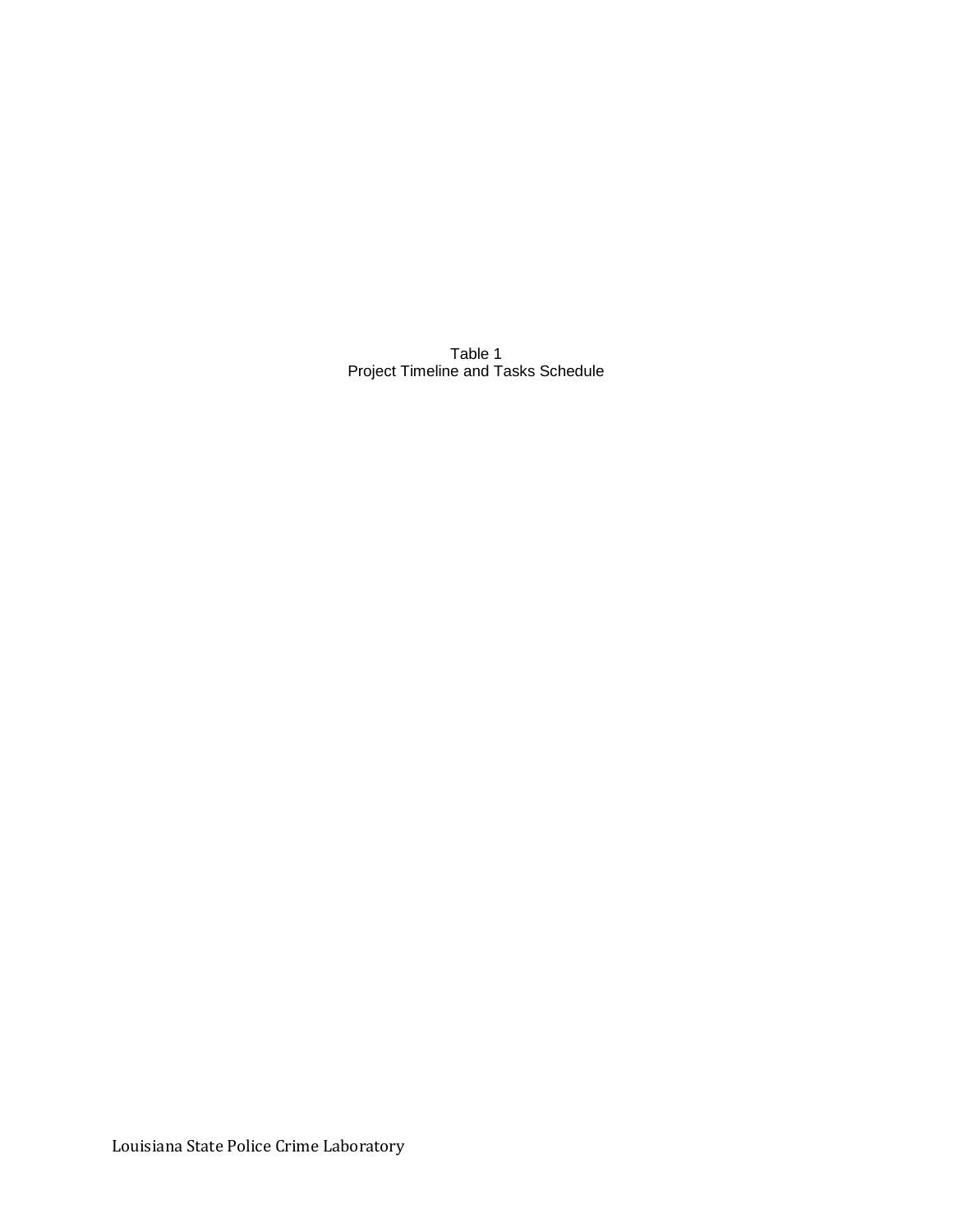Table 1
Project Timeline and Tasks Schedule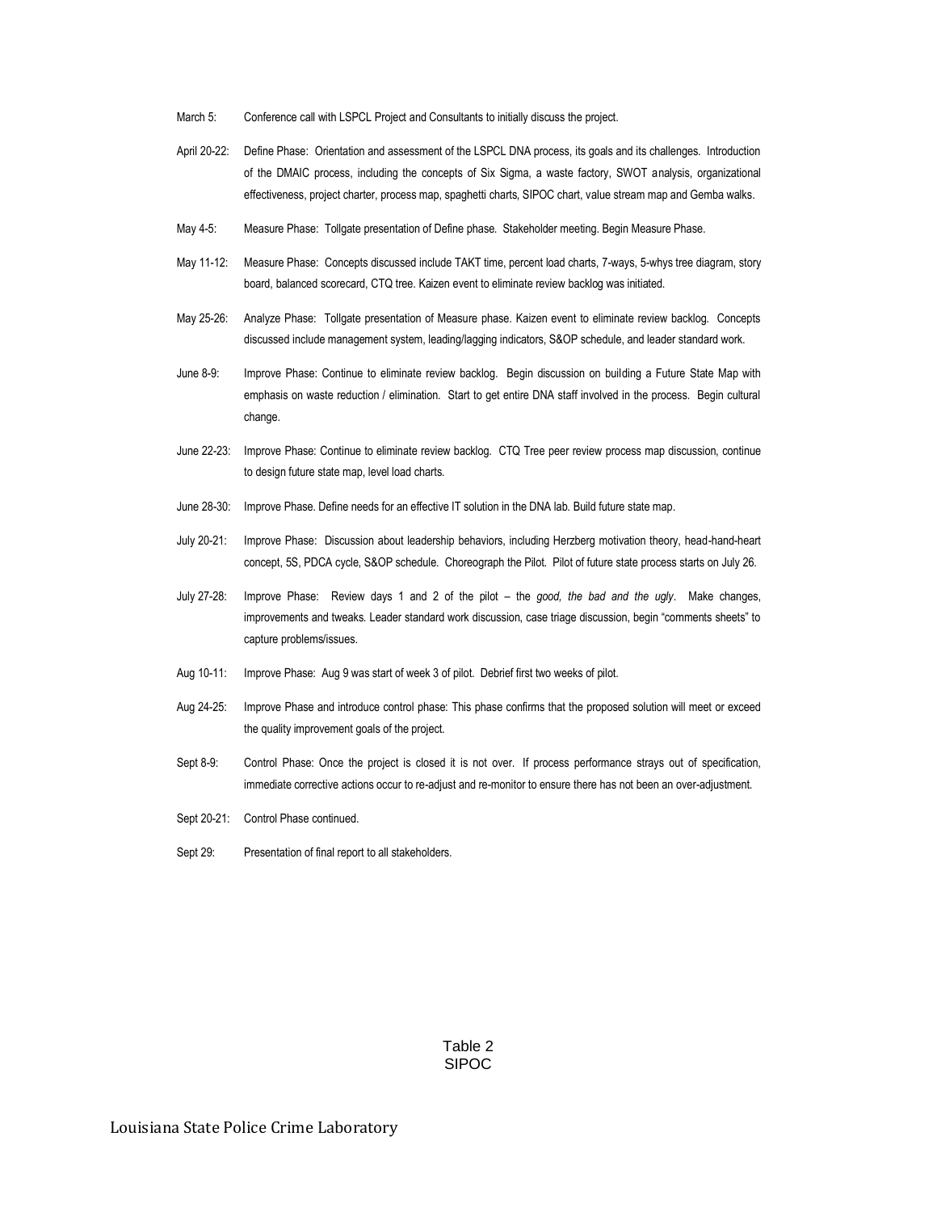March 5: Conference call with LSPCL Project and Consultants to initially discuss the project.

April 20-22: Define Phase: Orientation and assessment of the LSPCL DNA process, its goals and its challenges. Introduction of the DMAIC process, including the concepts of Six Sigma, a waste factory, SWOT analysis, organizational effectiveness, project charter, process map, spaghetti charts, SIPOC chart, value stream map and Gemba walks.

May 4-5: Measure Phase: Tollgate presentation of Define phase. Stakeholder meeting. Begin Measure Phase.

May 11-12: Measure Phase: Concepts discussed include TAKT time, percent load charts, 7-ways, 5-whys tree diagram, story board, balanced scorecard, CTQ tree. Kaizen event to eliminate review backlog was initiated.

May 25-26: Analyze Phase: Tollgate presentation of Measure phase. Kaizen event to eliminate review backlog. Concepts discussed include management system, leading/lagging indicators, S&OP schedule, and leader standard work.

June 8-9: Improve Phase: Continue to eliminate review backlog. Begin discussion on building a Future State Map with emphasis on waste reduction / elimination. Start to get entire DNA staff involved in the process. Begin cultural change.

June 22-23: Improve Phase: Continue to eliminate review backlog. CTQ Tree peer review process map discussion, continue to design future state map, level load charts.

June 28-30: Improve Phase. Define needs for an effective IT solution in the DNA lab. Build future state map.

July 20-21: Improve Phase: Discussion about leadership behaviors, including Herzberg motivation theory, head-hand-heart concept, 5S, PDCA cycle, S&OP schedule. Choreograph the Pilot. Pilot of future state process starts on July 26.

July 27-28: Improve Phase: Review days 1 and 2 of the pilot – the *good, the bad and the ugly*. Make changes, improvements and tweaks. Leader standard work discussion, case triage discussion, begin "comments sheets" to capture problems/issues.

Aug 10-11: Improve Phase: Aug 9 was start of week 3 of pilot. Debrief first two weeks of pilot.

Aug 24-25: Improve Phase and introduce control phase: This phase confirms that the proposed solution will meet or exceed the quality improvement goals of the project.

Sept 8-9: Control Phase: Once the project is closed it is not over. If process performance strays out of specification, immediate corrective actions occur to re-adjust and re-monitor to ensure there has not been an over-adjustment.

Sept 20-21: Control Phase continued.

Sept 29: Presentation of final report to all stakeholders.

Table 2
SIPOC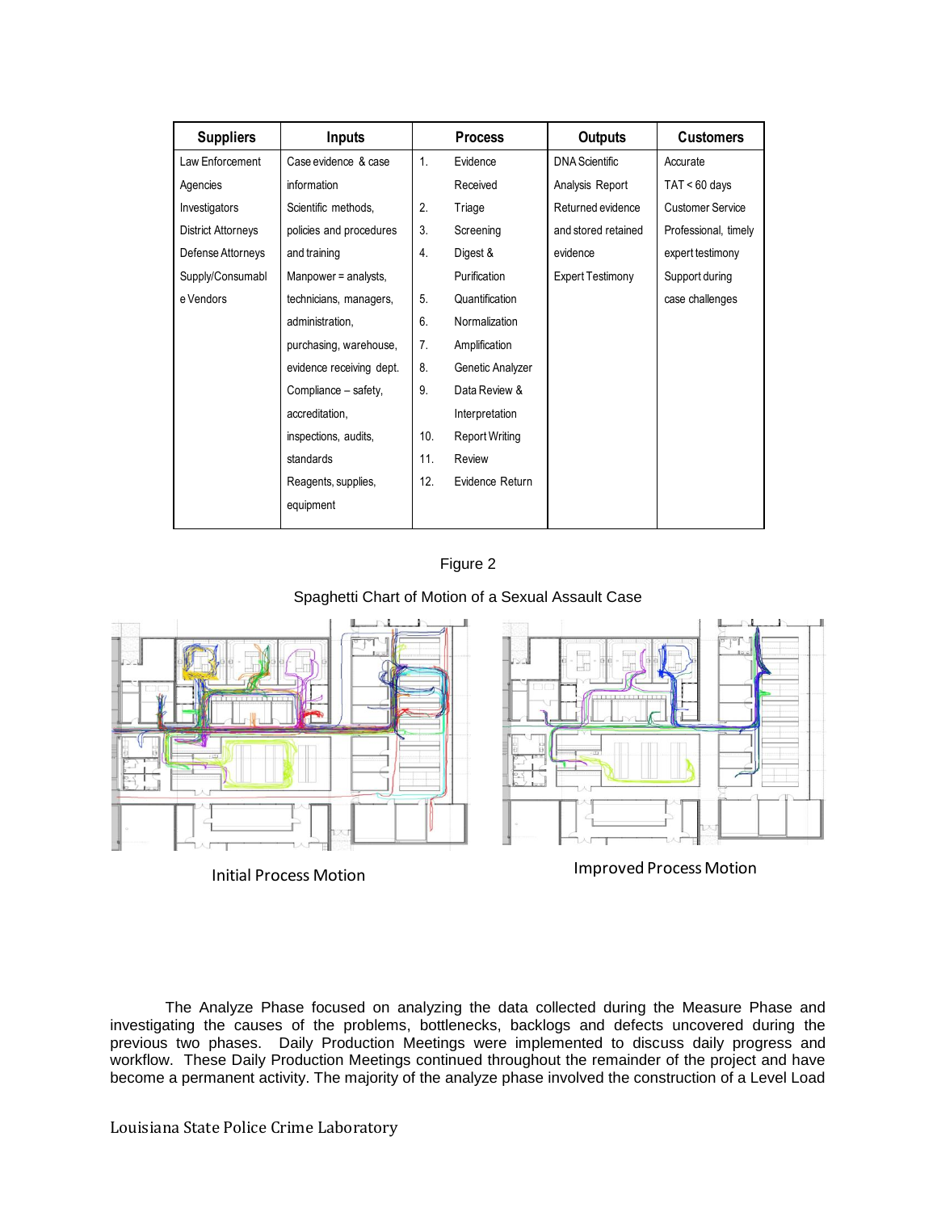| Suppliers | Inputs | Process | Outputs | Customers |
|---|---|---|---|---|
| Law Enforcement Agencies<br>Investigators<br>District Attorneys<br>Defense Attorneys<br>Supply/Consumable Vendors | Case evidence & case information<br>Scientific methods, policies and procedures and training<br>Manpower = analysts, technicians, managers, administration, purchasing, warehouse, evidence receiving dept.<br>Compliance – safety, accreditation, inspections, audits, standards<br>Reagents, supplies, equipment | 1. Evidence Received<br>2. Triage<br>3. Screening<br>4. Digest & Purification<br>5. Quantification<br>6. Normalization<br>7. Amplification<br>8. Genetic Analyzer<br>9. Data Review & Interpretation<br>10. Report Writing<br>11. Review<br>12. Evidence Return | DNA Scientific Analysis Report<br>Returned evidence and stored retained evidence<br>Expert Testimony | Accurate<br>TAT < 60 days<br>Customer Service<br>Professional, timely expert testimony<br>Support during case challenges |

Figure 2

Spaghetti Chart of Motion of a Sexual Assault Case

Initial Process Motion

Improved Process Motion

The Analyze Phase focused on analyzing the data collected during the Measure Phase and investigating the causes of the problems, bottlenecks, backlogs and defects uncovered during the previous two phases. Daily Production Meetings were implemented to discuss daily progress and workflow. These Daily Production Meetings continued throughout the remainder of the project and have become a permanent activity. The majority of the analyze phase involved the construction of a Level Load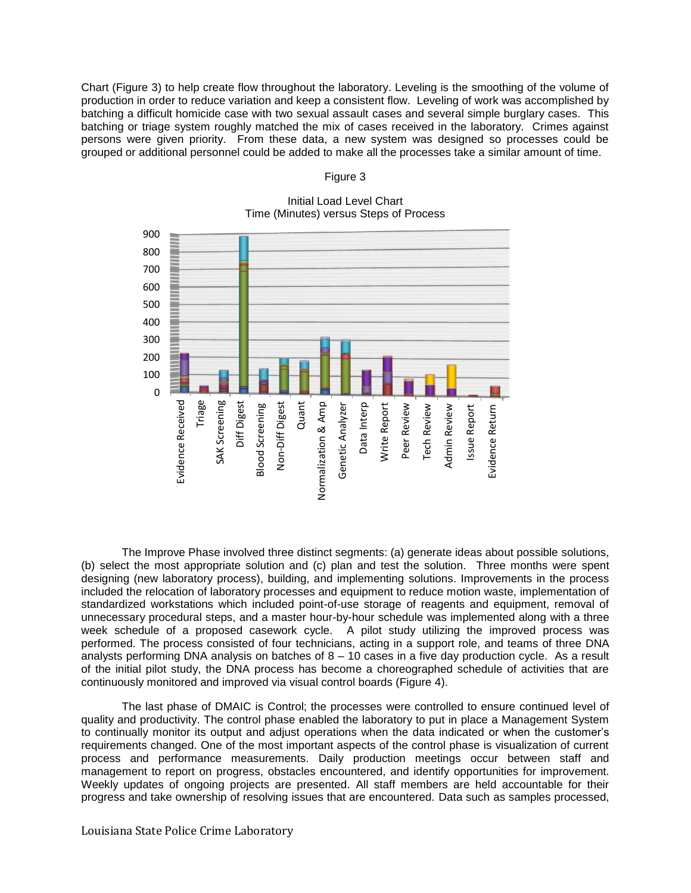Chart (Figure 3) to help create flow throughout the laboratory. Leveling is the smoothing of the volume of production in order to reduce variation and keep a consistent flow. Leveling of work was accomplished by batching a difficult homicide case with two sexual assault cases and several simple burglary cases. This batching or triage system roughly matched the mix of cases received in the laboratory. Crimes against persons were given priority. From these data, a new system was designed so processes could be grouped or additional personnel could be added to make all the processes take a similar amount of time.

Figure 3

Initial Load Level Chart
Time (Minutes) versus Steps of Process

The Improve Phase involved three distinct segments: (a) generate ideas about possible solutions, (b) select the most appropriate solution and (c) plan and test the solution. Three months were spent designing (new laboratory process), building, and implementing solutions. Improvements in the process included the relocation of laboratory processes and equipment to reduce motion waste, implementation of standardized workstations which included point-of-use storage of reagents and equipment, removal of unnecessary procedural steps, and a master hour-by-hour schedule was implemented along with a three week schedule of a proposed casework cycle. A pilot study utilizing the improved process was performed. The process consisted of four technicians, acting in a support role, and teams of three DNA analysts performing DNA analysis on batches of 8 – 10 cases in a five day production cycle. As a result of the initial pilot study, the DNA process has become a choreographed schedule of activities that are continuously monitored and improved via visual control boards (Figure 4).

The last phase of DMAIC is Control; the processes were controlled to ensure continued level of quality and productivity. The control phase enabled the laboratory to put in place a Management System to continually monitor its output and adjust operations when the data indicated or when the customer's requirements changed. One of the most important aspects of the control phase is visualization of current process and performance measurements. Daily production meetings occur between staff and management to report on progress, obstacles encountered, and identify opportunities for improvement. Weekly updates of ongoing projects are presented. All staff members are held accountable for their progress and take ownership of resolving issues that are encountered. Data such as samples processed,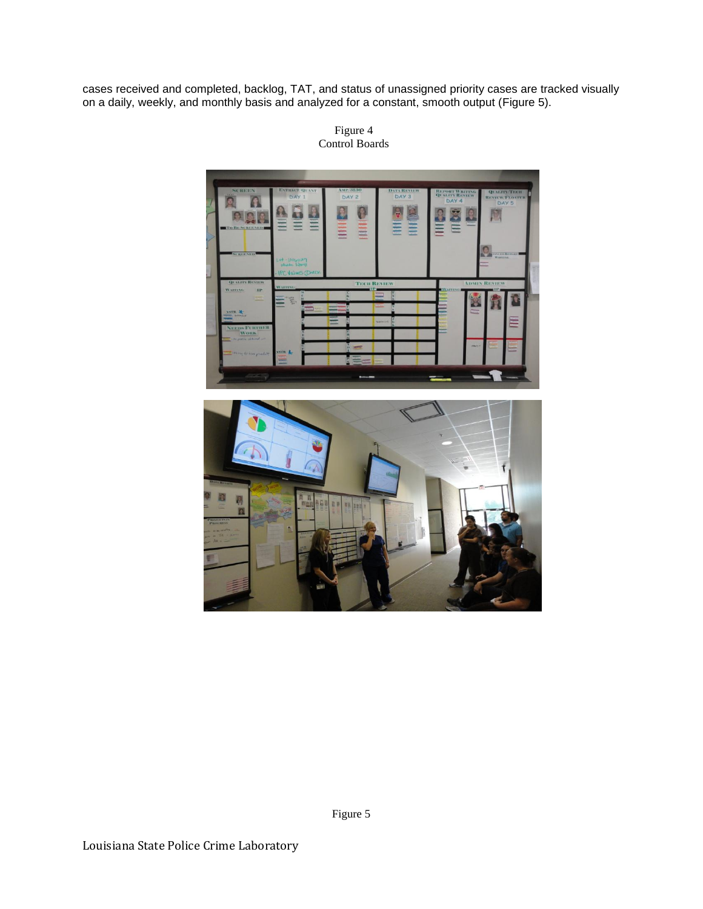cases received and completed, backlog, TAT, and status of unassigned priority cases are tracked visually on a daily, weekly, and monthly basis and analyzed for a constant, smooth output (Figure 5).

Figure 4
Control Boards

Figure 5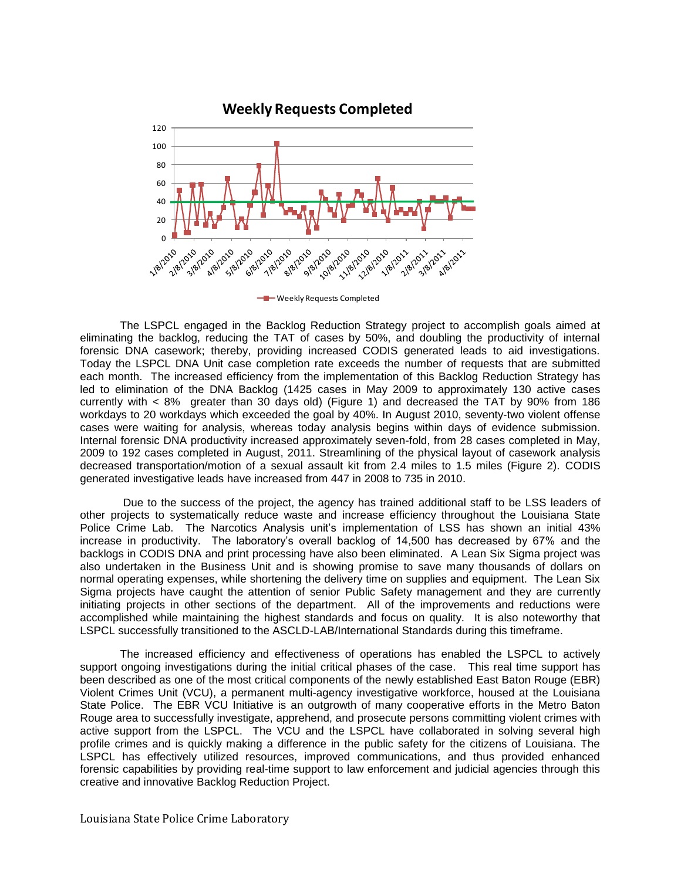**Weekly Requests Completed**

The LSPCL engaged in the Backlog Reduction Strategy project to accomplish goals aimed at eliminating the backlog, reducing the TAT of cases by 50%, and doubling the productivity of internal forensic DNA casework; thereby, providing increased CODIS generated leads to aid investigations. Today the LSPCL DNA Unit case completion rate exceeds the number of requests that are submitted each month. The increased efficiency from the implementation of this Backlog Reduction Strategy has led to elimination of the DNA Backlog (1425 cases in May 2009 to approximately 130 active cases currently with < 8% greater than 30 days old) (Figure 1) and decreased the TAT by 90% from 186 workdays to 20 workdays which exceeded the goal by 40%. In August 2010, seventy-two violent offense cases were waiting for analysis, whereas today analysis begins within days of evidence submission. Internal forensic DNA productivity increased approximately seven-fold, from 28 cases completed in May, 2009 to 192 cases completed in August, 2011. Streamlining of the physical layout of casework analysis decreased transportation/motion of a sexual assault kit from 2.4 miles to 1.5 miles (Figure 2). CODIS generated investigative leads have increased from 447 in 2008 to 735 in 2010.

Due to the success of the project, the agency has trained additional staff to be LSS leaders of other projects to systematically reduce waste and increase efficiency throughout the Louisiana State Police Crime Lab. The Narcotics Analysis unit's implementation of LSS has shown an initial 43% increase in productivity. The laboratory's overall backlog of 14,500 has decreased by 67% and the backlogs in CODIS DNA and print processing have also been eliminated. A Lean Six Sigma project was also undertaken in the Business Unit and is showing promise to save many thousands of dollars on normal operating expenses, while shortening the delivery time on supplies and equipment. The Lean Six Sigma projects have caught the attention of senior Public Safety management and they are currently initiating projects in other sections of the department. All of the improvements and reductions were accomplished while maintaining the highest standards and focus on quality. It is also noteworthy that LSPCL successfully transitioned to the ASCLD-LAB/International Standards during this timeframe.

The increased efficiency and effectiveness of operations has enabled the LSPCL to actively support ongoing investigations during the initial critical phases of the case. This real time support has been described as one of the most critical components of the newly established East Baton Rouge (EBR) Violent Crimes Unit (VCU), a permanent multi-agency investigative workforce, housed at the Louisiana State Police. The EBR VCU Initiative is an outgrowth of many cooperative efforts in the Metro Baton Rouge area to successfully investigate, apprehend, and prosecute persons committing violent crimes with active support from the LSPCL. The VCU and the LSPCL have collaborated in solving several high profile crimes and is quickly making a difference in the public safety for the citizens of Louisiana. The LSPCL has effectively utilized resources, improved communications, and thus provided enhanced forensic capabilities by providing real-time support to law enforcement and judicial agencies through this creative and innovative Backlog Reduction Project.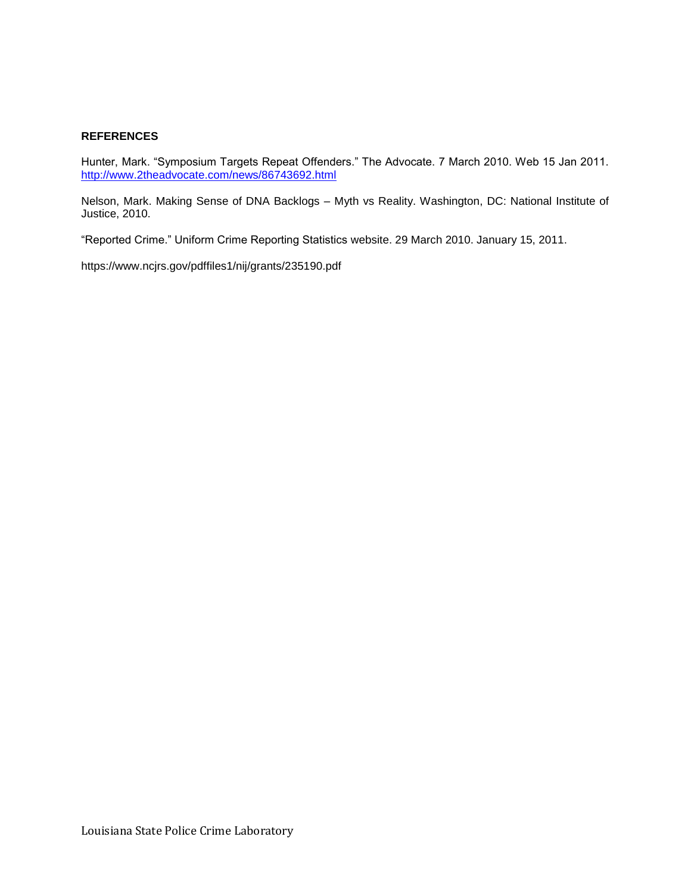**REFERENCES**

Hunter, Mark. “Symposium Targets Repeat Offenders.” The Advocate. 7 March 2010. Web 15 Jan 2011. http://www.2theadvocate.com/news/86743692.html

Nelson, Mark. Making Sense of DNA Backlogs – Myth vs Reality. Washington, DC: National Institute of Justice, 2010.

“Reported Crime.” Uniform Crime Reporting Statistics website. 29 March 2010. January 15, 2011.

https://www.ncjrs.gov/pdffiles1/nij/grants/235190.pdf